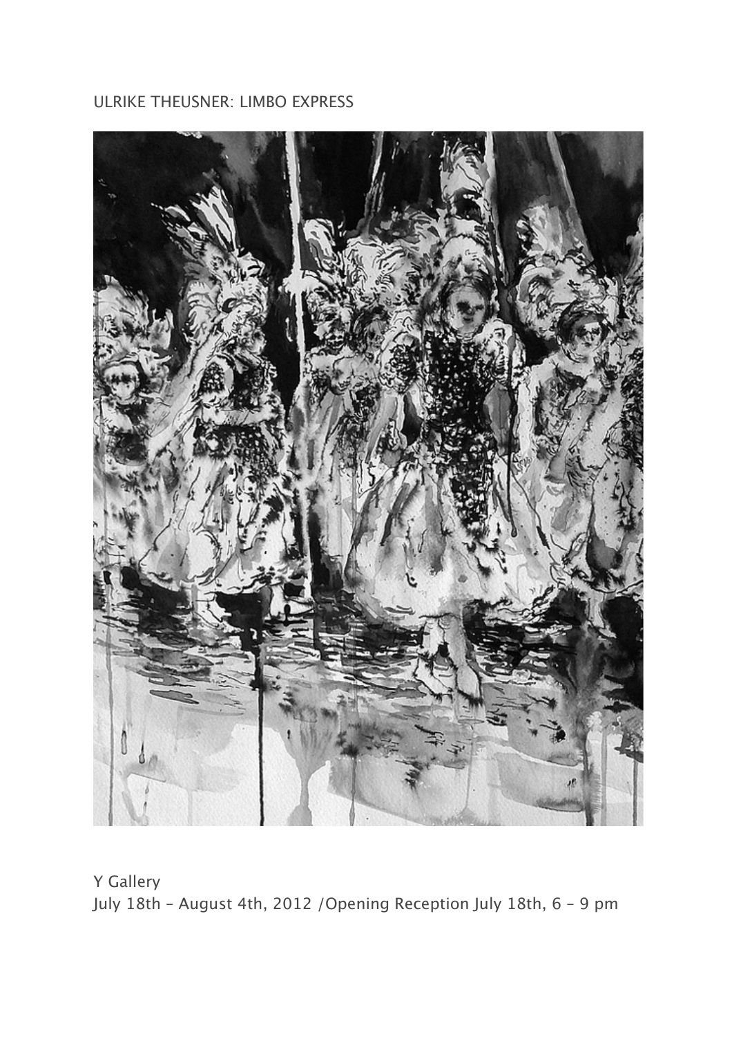ULRIKE THEUSNER: LIMBO EXPRESS

Y Gallery

July 18th – August 4th, 2012 /Opening Reception July 18th, 6 – 9 pm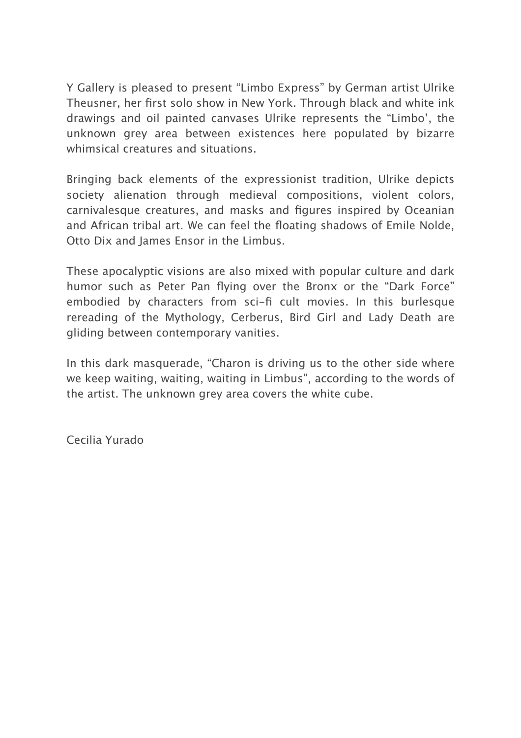Y Gallery is pleased to present “Limbo Express” by German artist Ulrike Theusner, her first solo show in New York. Through black and white ink drawings and oil painted canvases Ulrike represents the “Limbo’, the unknown grey area between existences here populated by bizarre whimsical creatures and situations.

Bringing back elements of the expressionist tradition, Ulrike depicts society alienation through medieval compositions, violent colors, carnivalesque creatures, and masks and figures inspired by Oceanian and African tribal art. We can feel the floating shadows of Emile Nolde, Otto Dix and James Ensor in the Limbus.

These apocalyptic visions are also mixed with popular culture and dark humor such as Peter Pan flying over the Bronx or the “Dark Force” embodied by characters from sci-fi cult movies. In this burlesque rereading of the Mythology, Cerberus, Bird Girl and Lady Death are gliding between contemporary vanities.

In this dark masquerade, “Charon is driving us to the other side where we keep waiting, waiting, waiting in Limbus”, according to the words of the artist. The unknown grey area covers the white cube.

Cecilia Yurado